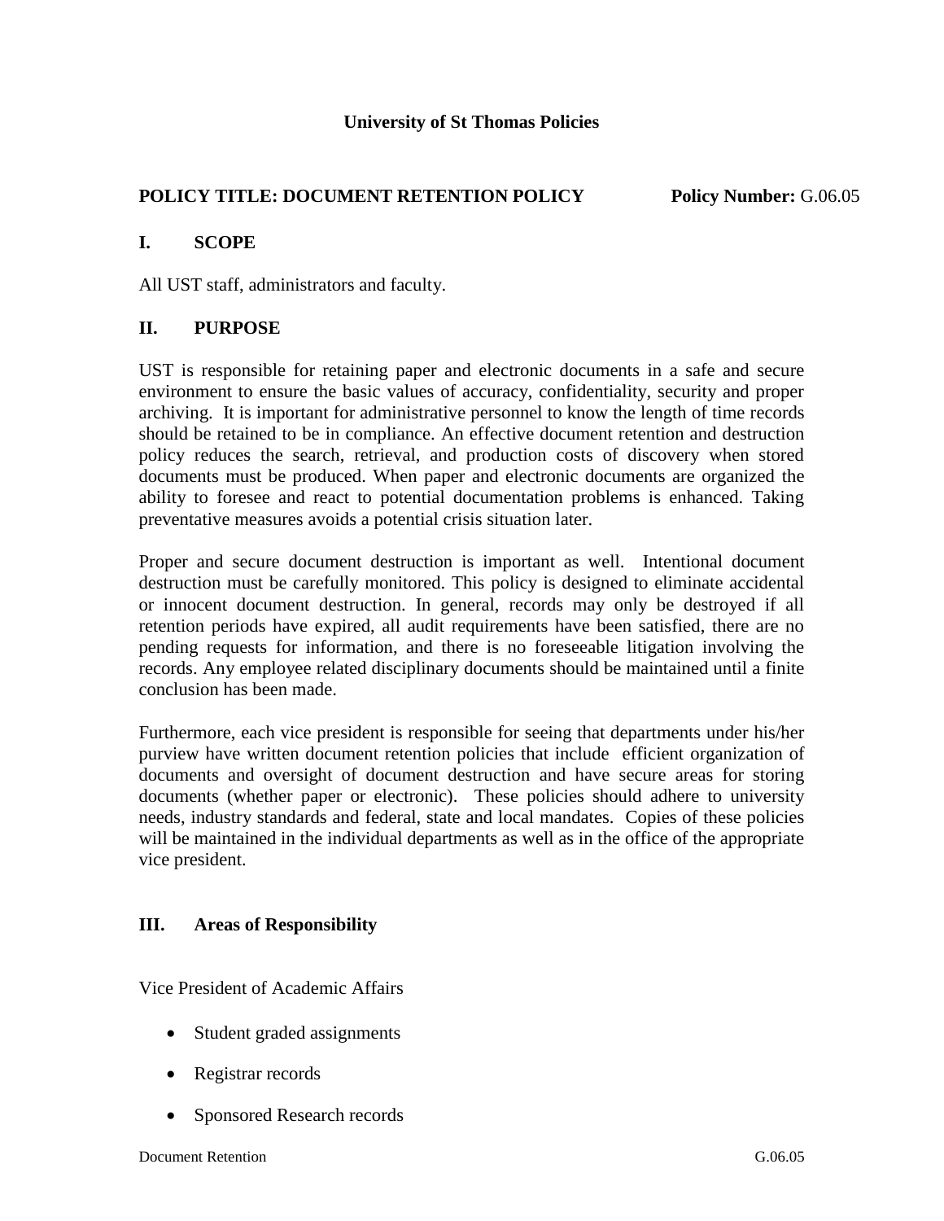**University of St Thomas Policies**

**POLICY TITLE: DOCUMENT RETENTION POLICY** **Policy Number:** G.06.05

## I. SCOPE

All UST staff, administrators and faculty.

## II. PURPOSE

UST is responsible for retaining paper and electronic documents in a safe and secure environment to ensure the basic values of accuracy, confidentiality, security and proper archiving. It is important for administrative personnel to know the length of time records should be retained to be in compliance. An effective document retention and destruction policy reduces the search, retrieval, and production costs of discovery when stored documents must be produced. When paper and electronic documents are organized the ability to foresee and react to potential documentation problems is enhanced. Taking preventative measures avoids a potential crisis situation later.

Proper and secure document destruction is important as well. Intentional document destruction must be carefully monitored. This policy is designed to eliminate accidental or innocent document destruction. In general, records may only be destroyed if all retention periods have expired, all audit requirements have been satisfied, there are no pending requests for information, and there is no foreseeable litigation involving the records. Any employee related disciplinary documents should be maintained until a finite conclusion has been made.

Furthermore, each vice president is responsible for seeing that departments under his/her purview have written document retention policies that include efficient organization of documents and oversight of document destruction and have secure areas for storing documents (whether paper or electronic). These policies should adhere to university needs, industry standards and federal, state and local mandates. Copies of these policies will be maintained in the individual departments as well as in the office of the appropriate vice president.

## III. Areas of Responsibility

Vice President of Academic Affairs

- Student graded assignments
- Registrar records
- Sponsored Research records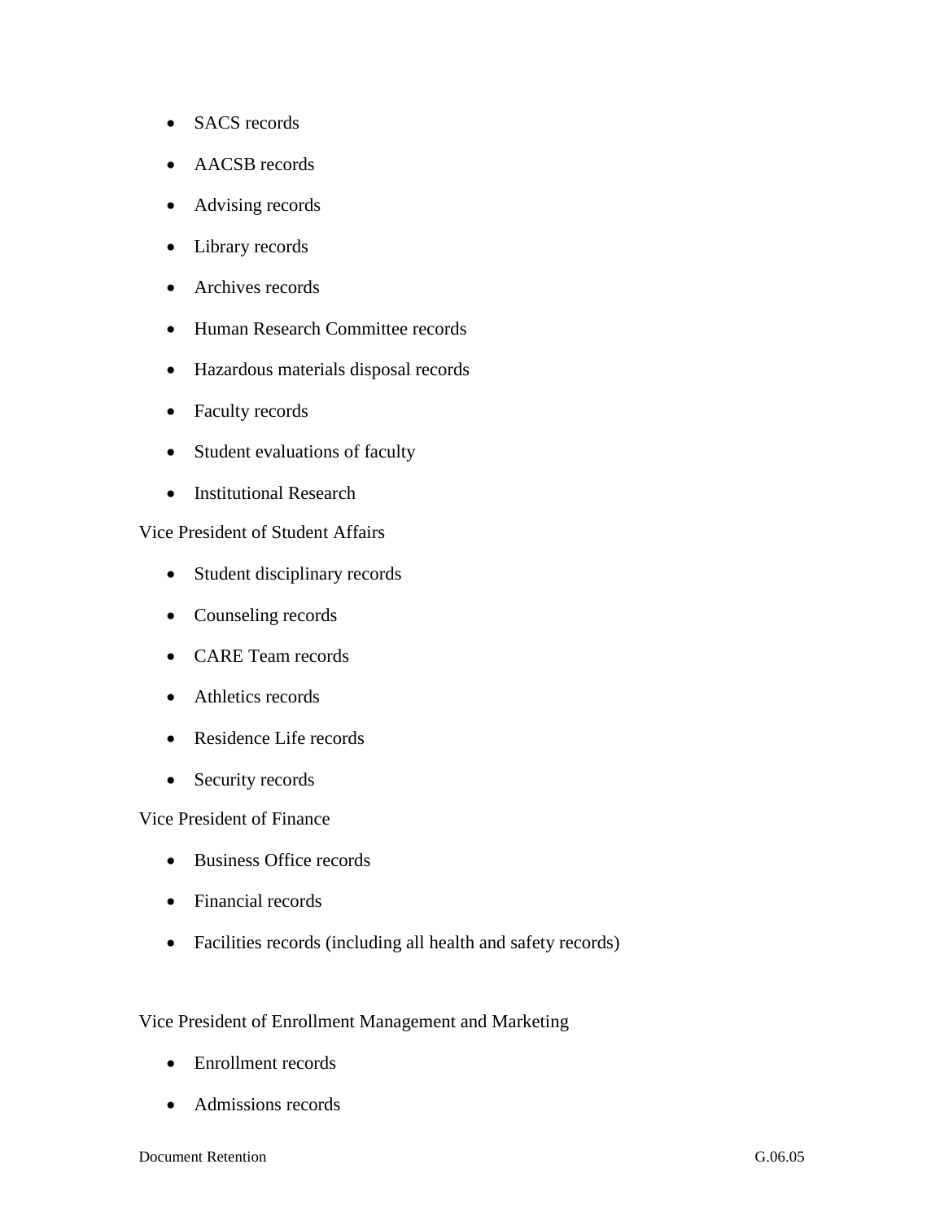- SACS records
- AACSB records
- Advising records
- Library records
- Archives records
- Human Research Committee records
- Hazardous materials disposal records
- Faculty records
- Student evaluations of faculty
- Institutional Research

Vice President of Student Affairs

- Student disciplinary records
- Counseling records
- CARE Team records
- Athletics records
- Residence Life records
- Security records

Vice President of Finance

- Business Office records
- Financial records
- Facilities records (including all health and safety records)

Vice President of Enrollment Management and Marketing

- Enrollment records
- Admissions records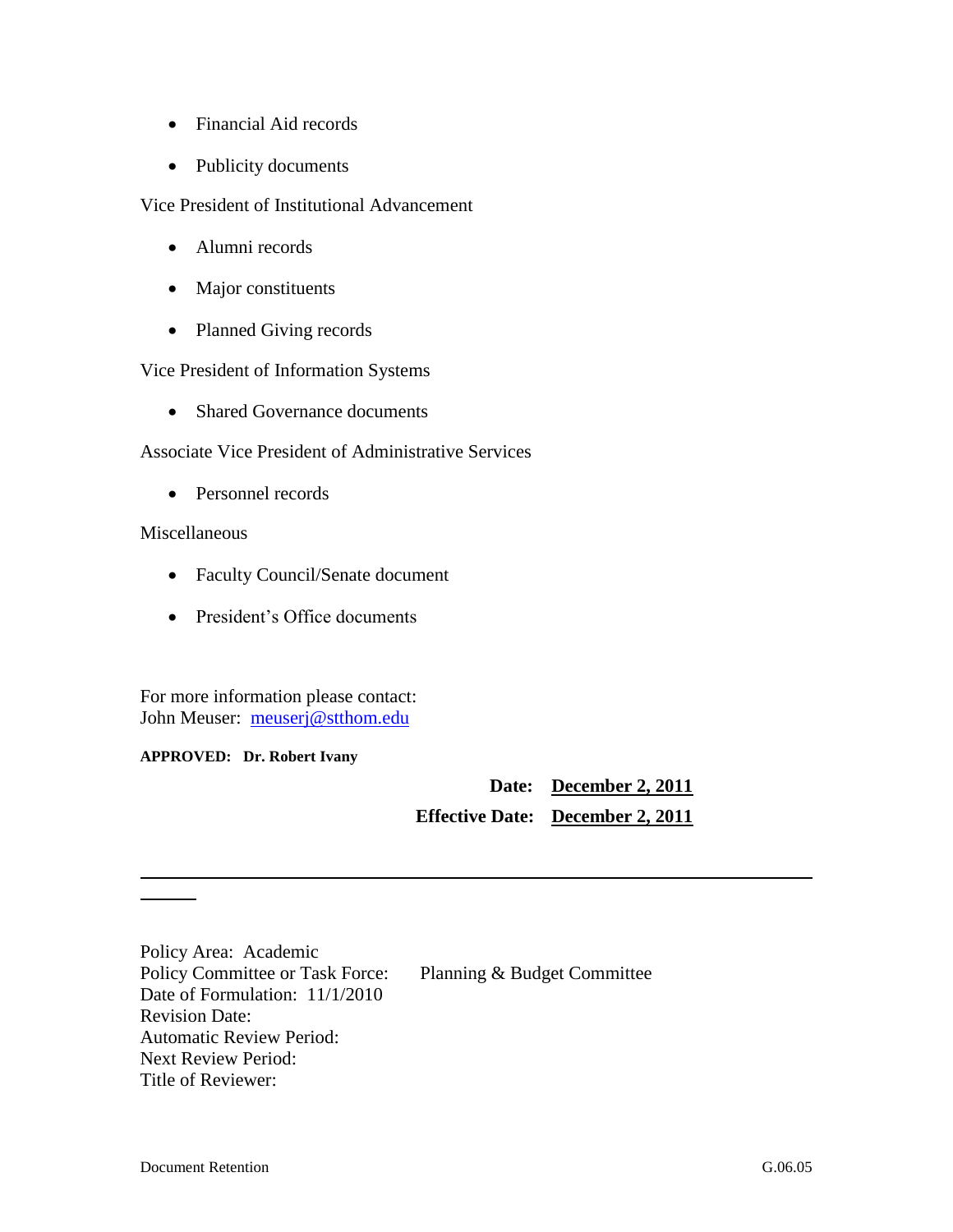- Financial Aid records
- Publicity documents

Vice President of Institutional Advancement

- Alumni records
- Major constituents
- Planned Giving records

Vice President of Information Systems

- Shared Governance documents

Associate Vice President of Administrative Services

- Personnel records

Miscellaneous

- Faculty Council/Senate document
- President's Office documents

For more information please contact:
John Meuser: [meuserj@stthom.edu](mailto:meuserj@stthom.edu)

**APPROVED: Dr. Robert Ivany**

**Date: <u>December 2, 2011</u>**

**Effective Date: <u>December 2, 2011</u>**

---

Policy Area: Academic
Policy Committee or Task Force: Planning & Budget Committee
Date of Formulation: 11/1/2010
Revision Date:
Automatic Review Period:
Next Review Period:
Title of Reviewer: